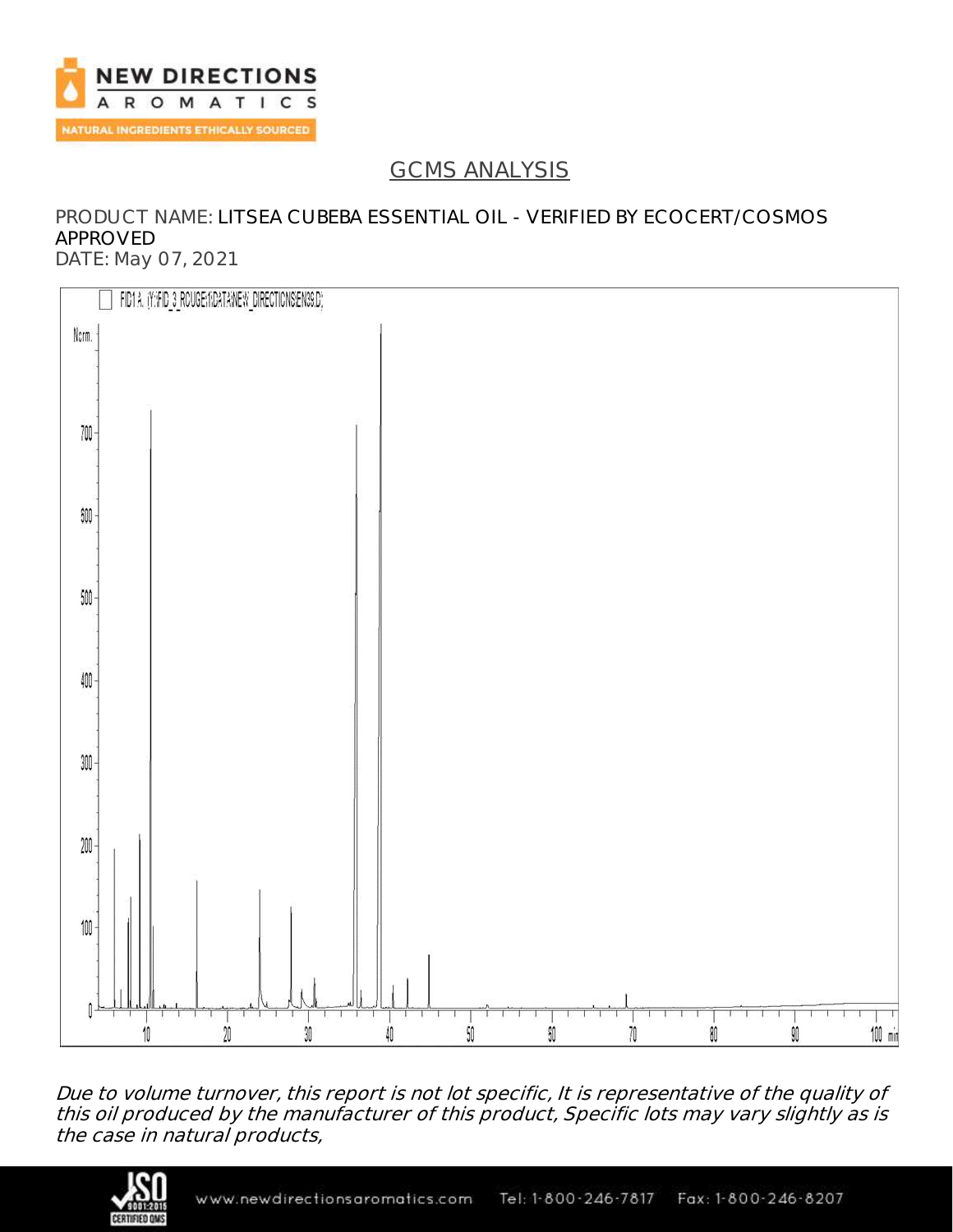NEW DIRECTIONS

AROMATICS

NATURAL INGREDIENTS ETHICALLY SOURCED

# GCMS ANALYSIS

PRODUCT NAME: LITSEA CUBEBA ESSENTIAL OIL - VERIFIED BY ECOCERT/COSMOS APPROVED

DATE: May 07, 2021

FID1 A, (Y:\FID_3 ROUGE\1\DATA\NEW_DIRECTIONS\EN39.D)

Norm.

700
600
500
400
300
200
100
0

10 20 30 40 50 60 70 80 90 100 min

*Due to volume turnover, this report is not lot specific, It is representative of the quality of this oil produced by the manufacturer of this product, Specific lots may vary slightly as is the case in natural products,*

www.newdirectionsaromatics.com Tel: 1-800-246-7817 Fax: 1-800-246-8207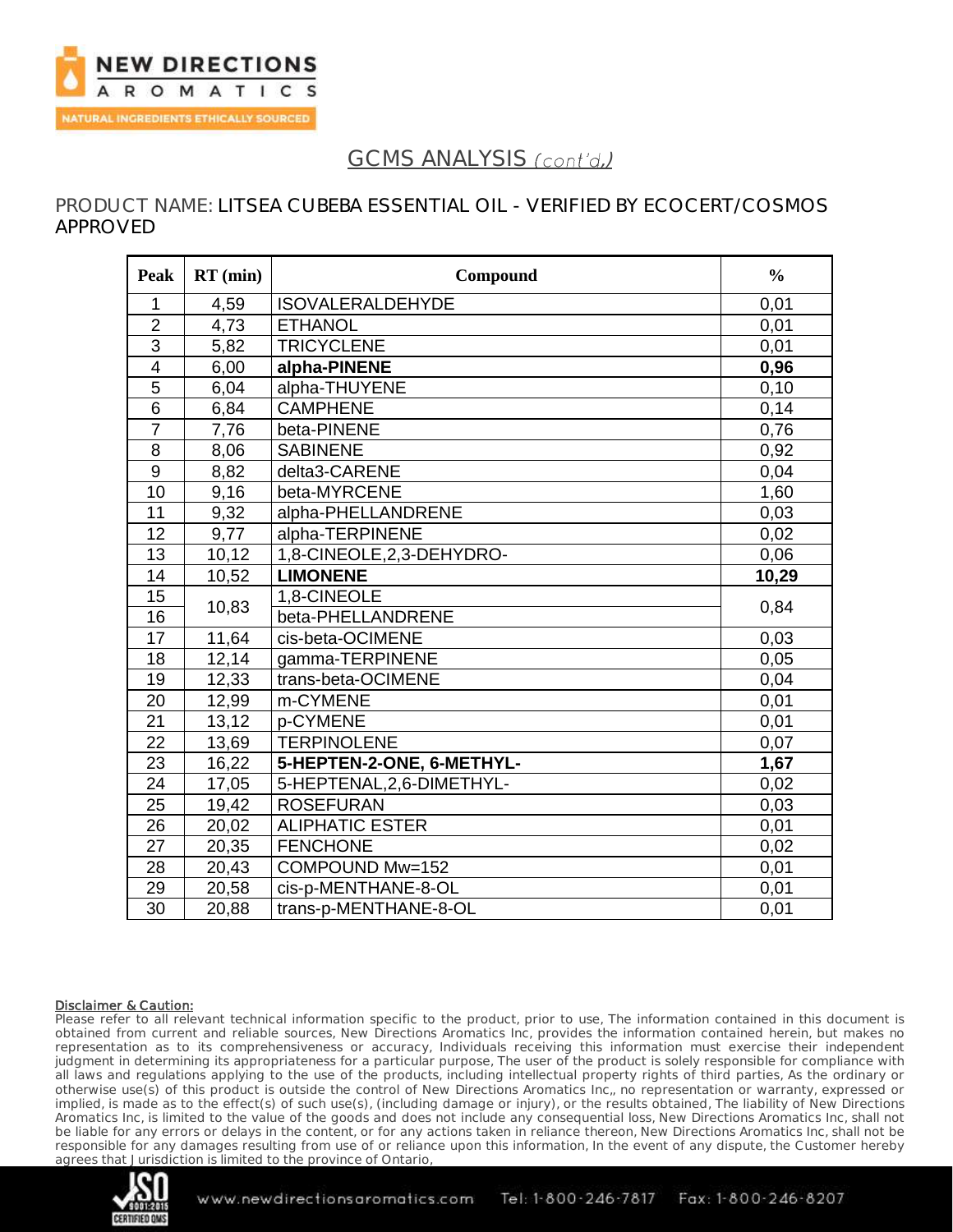## GCMS ANALYSIS *(cont'd,)*

PRODUCT NAME: LITSEA CUBEBA ESSENTIAL OIL - VERIFIED BY ECOCERT/COSMOS APPROVED

| Peak | RT (min) | Compound | % |
|---|---|---|---|
| 1 | 4,59 | ISOVALERALDEHYDE | 0,01 |
| 2 | 4,73 | ETHANOL | 0,01 |
| 3 | 5,82 | TRICYCLENE | 0,01 |
| 4 | 6,00 | **alpha-PINENE** | **0,96** |
| 5 | 6,04 | alpha-THUYENE | 0,10 |
| 6 | 6,84 | CAMPHENE | 0,14 |
| 7 | 7,76 | beta-PINENE | 0,76 |
| 8 | 8,06 | SABINENE | 0,92 |
| 9 | 8,82 | delta3-CARENE | 0,04 |
| 10 | 9,16 | beta-MYRCENE | 1,60 |
| 11 | 9,32 | alpha-PHELLANDRENE | 0,03 |
| 12 | 9,77 | alpha-TERPINENE | 0,02 |
| 13 | 10,12 | 1,8-CINEOLE,2,3-DEHYDRO- | 0,06 |
| 14 | 10,52 | **LIMONENE** | **10,29** |
| 15 | 10,83 | 1,8-CINEOLE | 0,84 |
| 16 | | beta-PHELLANDRENE | |
| 17 | 11,64 | cis-beta-OCIMENE | 0,03 |
| 18 | 12,14 | gamma-TERPINENE | 0,05 |
| 19 | 12,33 | trans-beta-OCIMENE | 0,04 |
| 20 | 12,99 | m-CYMENE | 0,01 |
| 21 | 13,12 | p-CYMENE | 0,01 |
| 22 | 13,69 | TERPINOLENE | 0,07 |
| 23 | 16,22 | **5-HEPTEN-2-ONE, 6-METHYL-** | **1,67** |
| 24 | 17,05 | 5-HEPTENAL,2,6-DIMETHYL- | 0,02 |
| 25 | 19,42 | ROSEFURAN | 0,03 |
| 26 | 20,02 | ALIPHATIC ESTER | 0,01 |
| 27 | 20,35 | FENCHONE | 0,02 |
| 28 | 20,43 | COMPOUND Mw=152 | 0,01 |
| 29 | 20,58 | cis-p-MENTHANE-8-OL | 0,01 |
| 30 | 20,88 | trans-p-MENTHANE-8-OL | 0,01 |

**Disclaimer & Caution:**

Please refer to all relevant technical information specific to the product, prior to use, The information contained in this document is obtained from current and reliable sources, New Directions Aromatics Inc, provides the information contained herein, but makes no representation as to its comprehensiveness or accuracy, Individuals receiving this information must exercise their independent judgment in determining its appropriateness for a particular purpose, The user of the product is solely responsible for compliance with all laws and regulations applying to the use of the products, including intellectual property rights of third parties, As the ordinary or otherwise use(s) of this product is outside the control of New Directions Aromatics Inc,, no representation or warranty, expressed or implied, is made as to the effect(s) of such use(s), (including damage or injury), or the results obtained, The liability of New Directions Aromatics Inc, is limited to the value of the goods and does not include any consequential loss, New Directions Aromatics Inc, shall not be liable for any errors or delays in the content, or for any actions taken in reliance thereon, New Directions Aromatics Inc, shall not be responsible for any damages resulting from use of or reliance upon this information, In the event of any dispute, the Customer hereby agrees that Jurisdiction is limited to the province of Ontario,

www.newdirectionsaromatics.com Tel: 1-800-246-7817 Fax: 1-800-246-8207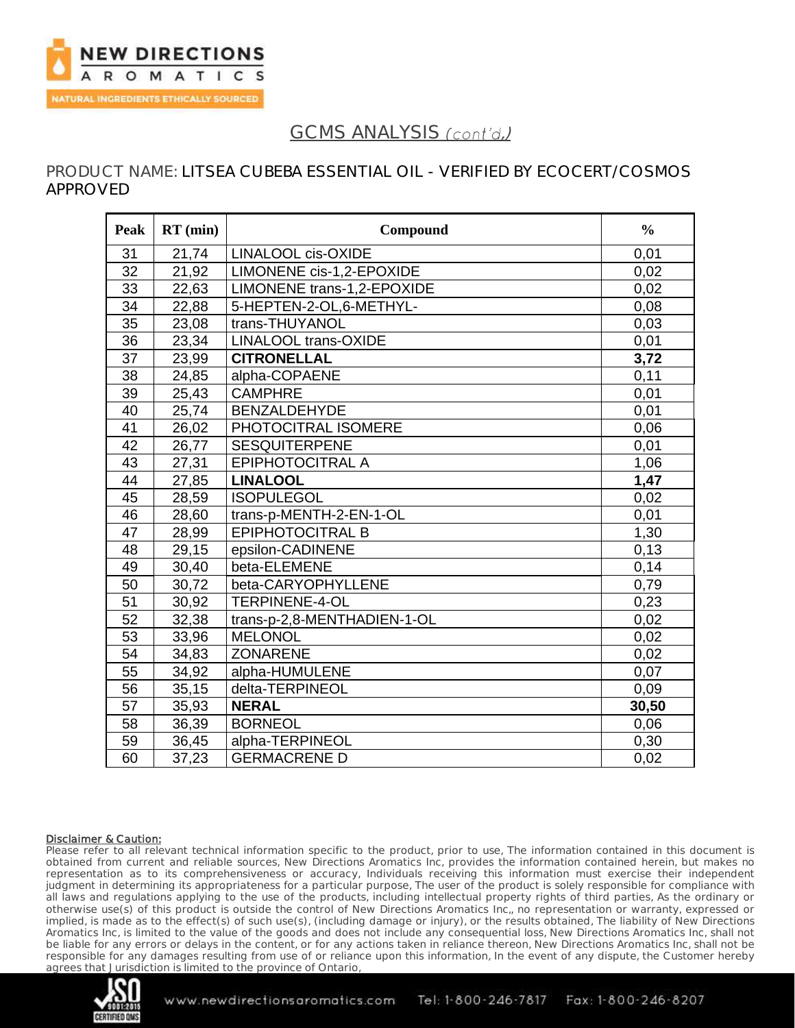## GCMS ANALYSIS *(cont'd,)*

PRODUCT NAME: LITSEA CUBEBA ESSENTIAL OIL - VERIFIED BY ECOCERT/COSMOS APPROVED

| Peak | RT (min) | Compound | % |
|---|---|---|---|
| 31 | 21,74 | LINALOOL cis-OXIDE | 0,01 |
| 32 | 21,92 | LIMONENE cis-1,2-EPOXIDE | 0,02 |
| 33 | 22,63 | LIMONENE trans-1,2-EPOXIDE | 0,02 |
| 34 | 22,88 | 5-HEPTEN-2-OL,6-METHYL- | 0,08 |
| 35 | 23,08 | trans-THUYANOL | 0,03 |
| 36 | 23,34 | LINALOOL trans-OXIDE | 0,01 |
| 37 | 23,99 | **CITRONELLAL** | **3,72** |
| 38 | 24,85 | alpha-COPAENE | 0,11 |
| 39 | 25,43 | CAMPHRE | 0,01 |
| 40 | 25,74 | BENZALDEHYDE | 0,01 |
| 41 | 26,02 | PHOTOCITRAL ISOMERE | 0,06 |
| 42 | 26,77 | SESQUITERPENE | 0,01 |
| 43 | 27,31 | EPIPHOTOCITRAL A | 1,06 |
| 44 | 27,85 | **LINALOOL** | **1,47** |
| 45 | 28,59 | ISOPULEGOL | 0,02 |
| 46 | 28,60 | trans-p-MENTH-2-EN-1-OL | 0,01 |
| 47 | 28,99 | EPIPHOTOCITRAL B | 1,30 |
| 48 | 29,15 | epsilon-CADINENE | 0,13 |
| 49 | 30,40 | beta-ELEMENE | 0,14 |
| 50 | 30,72 | beta-CARYOPHYLLENE | 0,79 |
| 51 | 30,92 | TERPINENE-4-OL | 0,23 |
| 52 | 32,38 | trans-p-2,8-MENTHADIEN-1-OL | 0,02 |
| 53 | 33,96 | MELONOL | 0,02 |
| 54 | 34,83 | ZONARENE | 0,02 |
| 55 | 34,92 | alpha-HUMULENE | 0,07 |
| 56 | 35,15 | delta-TERPINEOL | 0,09 |
| 57 | 35,93 | **NERAL** | **30,50** |
| 58 | 36,39 | BORNEOL | 0,06 |
| 59 | 36,45 | alpha-TERPINEOL | 0,30 |
| 60 | 37,23 | GERMACRENE D | 0,02 |

**Disclaimer & Caution:**

Please refer to all relevant technical information specific to the product, prior to use, The information contained in this document is obtained from current and reliable sources, New Directions Aromatics Inc, provides the information contained herein, but makes no representation as to its comprehensiveness or accuracy, Individuals receiving this information must exercise their independent judgment in determining its appropriateness for a particular purpose, The user of the product is solely responsible for compliance with all laws and regulations applying to the use of the products, including intellectual property rights of third parties, As the ordinary or otherwise use(s) of this product is outside the control of New Directions Aromatics Inc,, no representation or warranty, expressed or implied, is made as to the effect(s) of such use(s), (including damage or injury), or the results obtained, The liability of New Directions Aromatics Inc, is limited to the value of the goods and does not include any consequential loss, New Directions Aromatics Inc, shall not be liable for any errors or delays in the content, or for any actions taken in reliance thereon, New Directions Aromatics Inc, shall not be responsible for any damages resulting from use of or reliance upon this information, In the event of any dispute, the Customer hereby agrees that Jurisdiction is limited to the province of Ontario,

www.newdirectionsaromatics.com Tel: 1-800-246-7817 Fax: 1-800-246-8207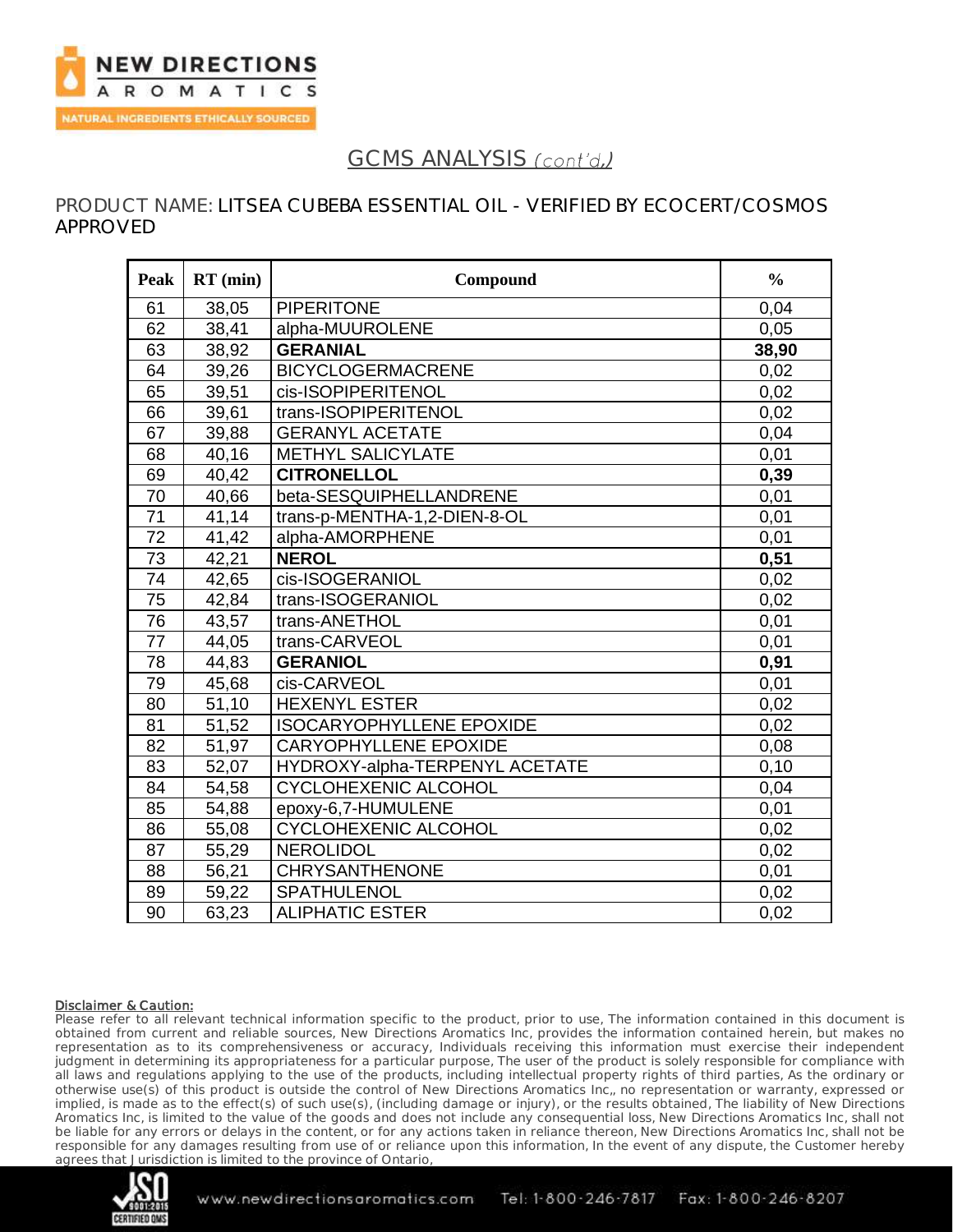# GCMS ANALYSIS *(cont'd,)*

PRODUCT NAME: LITSEA CUBEBA ESSENTIAL OIL - VERIFIED BY ECOCERT/COSMOS APPROVED

| Peak | RT (min) | Compound | % |
|---|---|---|---|
| 61 | 38,05 | PIPERITONE | 0,04 |
| 62 | 38,41 | alpha-MUUROLENE | 0,05 |
| 63 | 38,92 | **GERANIAL** | **38,90** |
| 64 | 39,26 | BICYCLOGERMACRENE | 0,02 |
| 65 | 39,51 | cis-ISOPIPERITENOL | 0,02 |
| 66 | 39,61 | trans-ISOPIPERITENOL | 0,02 |
| 67 | 39,88 | GERANYL ACETATE | 0,04 |
| 68 | 40,16 | METHYL SALICYLATE | 0,01 |
| 69 | 40,42 | **CITRONELLOL** | **0,39** |
| 70 | 40,66 | beta-SESQUIPHELLANDRENE | 0,01 |
| 71 | 41,14 | trans-p-MENTHA-1,2-DIEN-8-OL | 0,01 |
| 72 | 41,42 | alpha-AMORPHENE | 0,01 |
| 73 | 42,21 | **NEROL** | **0,51** |
| 74 | 42,65 | cis-ISOGERANIOL | 0,02 |
| 75 | 42,84 | trans-ISOGERANIOL | 0,02 |
| 76 | 43,57 | trans-ANETHOL | 0,01 |
| 77 | 44,05 | trans-CARVEOL | 0,01 |
| 78 | 44,83 | **GERANIOL** | **0,91** |
| 79 | 45,68 | cis-CARVEOL | 0,01 |
| 80 | 51,10 | HEXENYL ESTER | 0,02 |
| 81 | 51,52 | ISOCARYOPHYLLENE EPOXIDE | 0,02 |
| 82 | 51,97 | CARYOPHYLLENE EPOXIDE | 0,08 |
| 83 | 52,07 | HYDROXY-alpha-TERPENYL ACETATE | 0,10 |
| 84 | 54,58 | CYCLOHEXENIC ALCOHOL | 0,04 |
| 85 | 54,88 | epoxy-6,7-HUMULENE | 0,01 |
| 86 | 55,08 | CYCLOHEXENIC ALCOHOL | 0,02 |
| 87 | 55,29 | NEROLIDOL | 0,02 |
| 88 | 56,21 | CHRYSANTHENONE | 0,01 |
| 89 | 59,22 | SPATHULENOL | 0,02 |
| 90 | 63,23 | ALIPHATIC ESTER | 0,02 |

**Disclaimer & Caution:**

Please refer to all relevant technical information specific to the product, prior to use, The information contained in this document is obtained from current and reliable sources, New Directions Aromatics Inc, provides the information contained herein, but makes no representation as to its comprehensiveness or accuracy, Individuals receiving this information must exercise their independent judgment in determining its appropriateness for a particular purpose, The user of the product is solely responsible for compliance with all laws and regulations applying to the use of the products, including intellectual property rights of third parties, As the ordinary or otherwise use(s) of this product is outside the control of New Directions Aromatics Inc,, no representation or warranty, expressed or implied, is made as to the effect(s) of such use(s), (including damage or injury), or the results obtained, The liability of New Directions Aromatics Inc, is limited to the value of the goods and does not include any consequential loss, New Directions Aromatics Inc, shall not be liable for any errors or delays in the content, or for any actions taken in reliance thereon, New Directions Aromatics Inc, shall not be responsible for any damages resulting from use of or reliance upon this information, In the event of any dispute, the Customer hereby agrees that Jurisdiction is limited to the province of Ontario,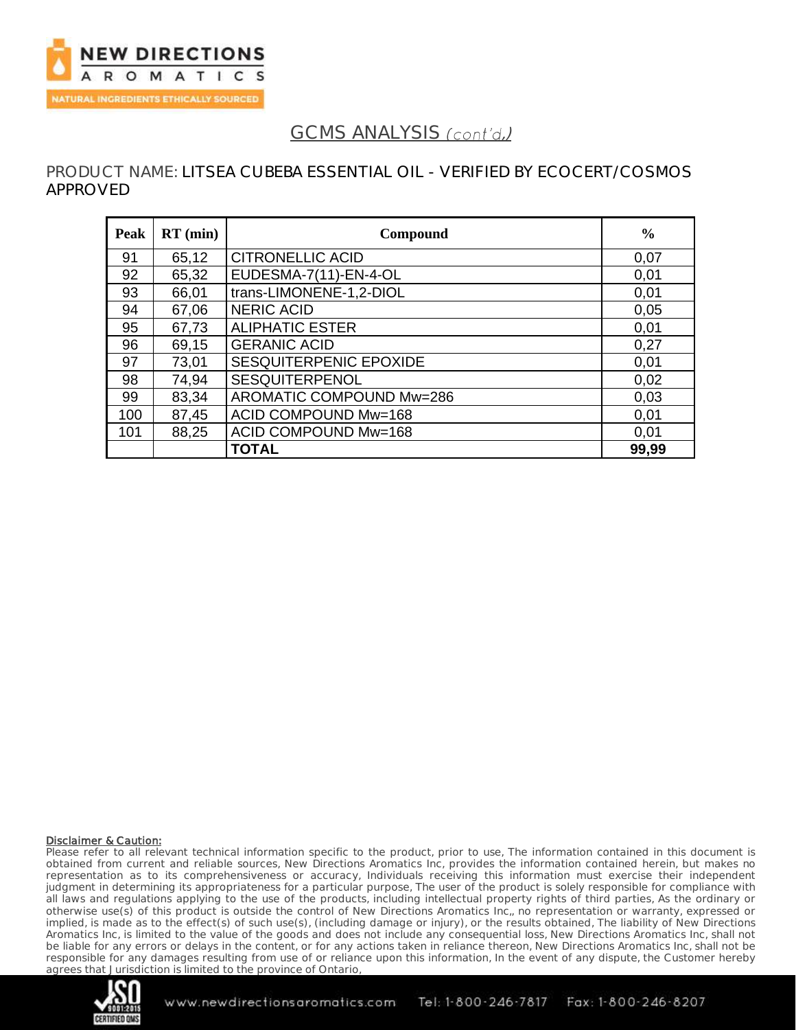## GCMS ANALYSIS *(cont'd.)*

PRODUCT NAME: LITSEA CUBEBA ESSENTIAL OIL - VERIFIED BY ECOCERT/COSMOS APPROVED

| Peak | RT (min) | Compound | % |
|---|---|---|---|
| 91 | 65,12 | CITRONELLIC ACID | 0,07 |
| 92 | 65,32 | EUDESMA-7(11)-EN-4-OL | 0,01 |
| 93 | 66,01 | trans-LIMONENE-1,2-DIOL | 0,01 |
| 94 | 67,06 | NERIC ACID | 0,05 |
| 95 | 67,73 | ALIPHATIC ESTER | 0,01 |
| 96 | 69,15 | GERANIC ACID | 0,27 |
| 97 | 73,01 | SESQUITERPENIC EPOXIDE | 0,01 |
| 98 | 74,94 | SESQUITERPENOL | 0,02 |
| 99 | 83,34 | AROMATIC COMPOUND Mw=286 | 0,03 |
| 100 | 87,45 | ACID COMPOUND Mw=168 | 0,01 |
| 101 | 88,25 | ACID COMPOUND Mw=168 | 0,01 |
| | | **TOTAL** | **99,99** |

**Disclaimer & Caution:**

Please refer to all relevant technical information specific to the product, prior to use, The information contained in this document is obtained from current and reliable sources, New Directions Aromatics Inc, provides the information contained herein, but makes no representation as to its comprehensiveness or accuracy, Individuals receiving this information must exercise their independent judgment in determining its appropriateness for a particular purpose, The user of the product is solely responsible for compliance with all laws and regulations applying to the use of the products, including intellectual property rights of third parties, As the ordinary or otherwise use(s) of this product is outside the control of New Directions Aromatics Inc,, no representation or warranty, expressed or implied, is made as to the effect(s) of such use(s), (including damage or injury), or the results obtained, The liability of New Directions Aromatics Inc, is limited to the value of the goods and does not include any consequential loss, New Directions Aromatics Inc, shall not be liable for any errors or delays in the content, or for any actions taken in reliance thereon, New Directions Aromatics Inc, shall not be responsible for any damages resulting from use of or reliance upon this information, In the event of any dispute, the Customer hereby agrees that Jurisdiction is limited to the province of Ontario,